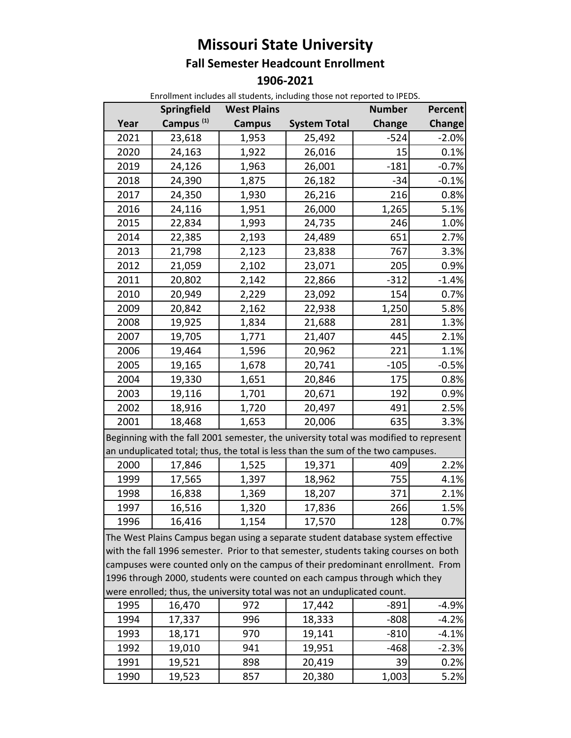# Missouri State University

## Fall Semester Headcount Enrollment

## 1906-2021

Enrollment includes all students, including those not reported to IPEDS.

| Year | Springfield Campus [(1)] | West Plains Campus | System Total | Number Change | Percent Change |
|---|---|---|---|---|---|
| 2021 | 23,618 | 1,953 | 25,492 | -524 | -2.0% |
| 2020 | 24,163 | 1,922 | 26,016 | 15 | 0.1% |
| 2019 | 24,126 | 1,963 | 26,001 | -181 | -0.7% |
| 2018 | 24,390 | 1,875 | 26,182 | -34 | -0.1% |
| 2017 | 24,350 | 1,930 | 26,216 | 216 | 0.8% |
| 2016 | 24,116 | 1,951 | 26,000 | 1,265 | 5.1% |
| 2015 | 22,834 | 1,993 | 24,735 | 246 | 1.0% |
| 2014 | 22,385 | 2,193 | 24,489 | 651 | 2.7% |
| 2013 | 21,798 | 2,123 | 23,838 | 767 | 3.3% |
| 2012 | 21,059 | 2,102 | 23,071 | 205 | 0.9% |
| 2011 | 20,802 | 2,142 | 22,866 | -312 | -1.4% |
| 2010 | 20,949 | 2,229 | 23,092 | 154 | 0.7% |
| 2009 | 20,842 | 2,162 | 22,938 | 1,250 | 5.8% |
| 2008 | 19,925 | 1,834 | 21,688 | 281 | 1.3% |
| 2007 | 19,705 | 1,771 | 21,407 | 445 | 2.1% |
| 2006 | 19,464 | 1,596 | 20,962 | 221 | 1.1% |
| 2005 | 19,165 | 1,678 | 20,741 | -105 | -0.5% |
| 2004 | 19,330 | 1,651 | 20,846 | 175 | 0.8% |
| 2003 | 19,116 | 1,701 | 20,671 | 192 | 0.9% |
| 2002 | 18,916 | 1,720 | 20,497 | 491 | 2.5% |
| 2001 | 18,468 | 1,653 | 20,006 | 635 | 3.3% |
| Beginning with the fall 2001 semester, the university total was modified to represent an unduplicated total; thus, the total is less than the sum of the two campuses. | | | | | |
| 2000 | 17,846 | 1,525 | 19,371 | 409 | 2.2% |
| 1999 | 17,565 | 1,397 | 18,962 | 755 | 4.1% |
| 1998 | 16,838 | 1,369 | 18,207 | 371 | 2.1% |
| 1997 | 16,516 | 1,320 | 17,836 | 266 | 1.5% |
| 1996 | 16,416 | 1,154 | 17,570 | 128 | 0.7% |
| The West Plains Campus began using a separate student database system effective with the fall 1996 semester. Prior to that semester, students taking courses on both campuses were counted only on the campus of their predominant enrollment. From 1996 through 2000, students were counted on each campus through which they were enrolled; thus, the university total was not an unduplicated count. | | | | | |
| 1995 | 16,470 | 972 | 17,442 | -891 | -4.9% |
| 1994 | 17,337 | 996 | 18,333 | -808 | -4.2% |
| 1993 | 18,171 | 970 | 19,141 | -810 | -4.1% |
| 1992 | 19,010 | 941 | 19,951 | -468 | -2.3% |
| 1991 | 19,521 | 898 | 20,419 | 39 | 0.2% |
| 1990 | 19,523 | 857 | 20,380 | 1,003 | 5.2% |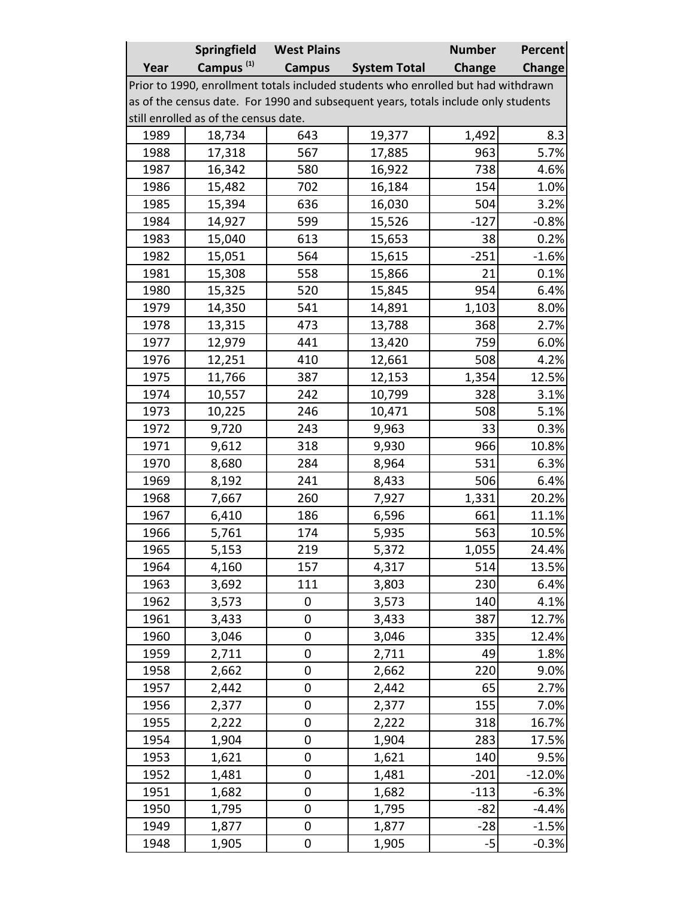| Year | Springfield Campus [1] | West Plains Campus | System Total | Number Change | Percent Change |
|---|---|---|---|---|---|
| Prior to 1990, enrollment totals included students who enrolled but had withdrawn as of the census date. For 1990 and subsequent years, totals include only students still enrolled as of the census date. | | | | | |
| 1989 | 18,734 | 643 | 19,377 | 1,492 | 8.3 |
| 1988 | 17,318 | 567 | 17,885 | 963 | 5.7% |
| 1987 | 16,342 | 580 | 16,922 | 738 | 4.6% |
| 1986 | 15,482 | 702 | 16,184 | 154 | 1.0% |
| 1985 | 15,394 | 636 | 16,030 | 504 | 3.2% |
| 1984 | 14,927 | 599 | 15,526 | -127 | -0.8% |
| 1983 | 15,040 | 613 | 15,653 | 38 | 0.2% |
| 1982 | 15,051 | 564 | 15,615 | -251 | -1.6% |
| 1981 | 15,308 | 558 | 15,866 | 21 | 0.1% |
| 1980 | 15,325 | 520 | 15,845 | 954 | 6.4% |
| 1979 | 14,350 | 541 | 14,891 | 1,103 | 8.0% |
| 1978 | 13,315 | 473 | 13,788 | 368 | 2.7% |
| 1977 | 12,979 | 441 | 13,420 | 759 | 6.0% |
| 1976 | 12,251 | 410 | 12,661 | 508 | 4.2% |
| 1975 | 11,766 | 387 | 12,153 | 1,354 | 12.5% |
| 1974 | 10,557 | 242 | 10,799 | 328 | 3.1% |
| 1973 | 10,225 | 246 | 10,471 | 508 | 5.1% |
| 1972 | 9,720 | 243 | 9,963 | 33 | 0.3% |
| 1971 | 9,612 | 318 | 9,930 | 966 | 10.8% |
| 1970 | 8,680 | 284 | 8,964 | 531 | 6.3% |
| 1969 | 8,192 | 241 | 8,433 | 506 | 6.4% |
| 1968 | 7,667 | 260 | 7,927 | 1,331 | 20.2% |
| 1967 | 6,410 | 186 | 6,596 | 661 | 11.1% |
| 1966 | 5,761 | 174 | 5,935 | 563 | 10.5% |
| 1965 | 5,153 | 219 | 5,372 | 1,055 | 24.4% |
| 1964 | 4,160 | 157 | 4,317 | 514 | 13.5% |
| 1963 | 3,692 | 111 | 3,803 | 230 | 6.4% |
| 1962 | 3,573 | 0 | 3,573 | 140 | 4.1% |
| 1961 | 3,433 | 0 | 3,433 | 387 | 12.7% |
| 1960 | 3,046 | 0 | 3,046 | 335 | 12.4% |
| 1959 | 2,711 | 0 | 2,711 | 49 | 1.8% |
| 1958 | 2,662 | 0 | 2,662 | 220 | 9.0% |
| 1957 | 2,442 | 0 | 2,442 | 65 | 2.7% |
| 1956 | 2,377 | 0 | 2,377 | 155 | 7.0% |
| 1955 | 2,222 | 0 | 2,222 | 318 | 16.7% |
| 1954 | 1,904 | 0 | 1,904 | 283 | 17.5% |
| 1953 | 1,621 | 0 | 1,621 | 140 | 9.5% |
| 1952 | 1,481 | 0 | 1,481 | -201 | -12.0% |
| 1951 | 1,682 | 0 | 1,682 | -113 | -6.3% |
| 1950 | 1,795 | 0 | 1,795 | -82 | -4.4% |
| 1949 | 1,877 | 0 | 1,877 | -28 | -1.5% |
| 1948 | 1,905 | 0 | 1,905 | -5 | -0.3% |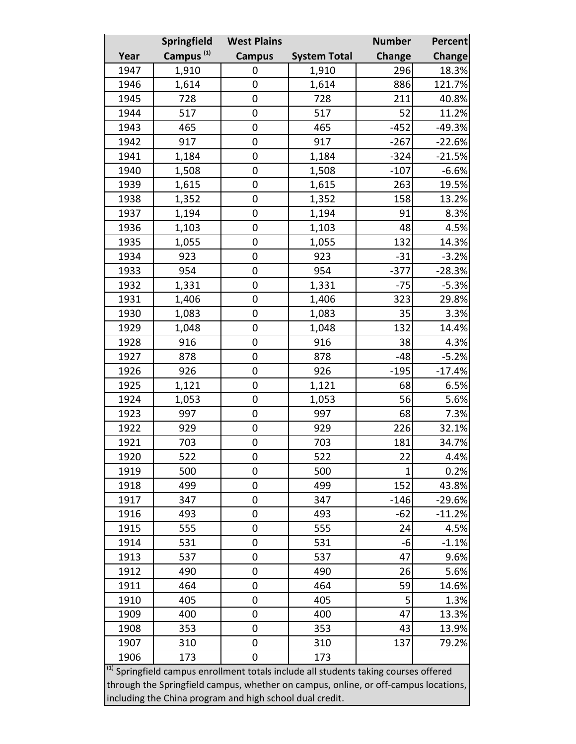| Year | Springfield Campus [1] | West Plains Campus | System Total | Number Change | Percent Change |
|---|---|---|---|---|---|
| 1947 | 1,910 | 0 | 1,910 | 296 | 18.3% |
| 1946 | 1,614 | 0 | 1,614 | 886 | 121.7% |
| 1945 | 728 | 0 | 728 | 211 | 40.8% |
| 1944 | 517 | 0 | 517 | 52 | 11.2% |
| 1943 | 465 | 0 | 465 | -452 | -49.3% |
| 1942 | 917 | 0 | 917 | -267 | -22.6% |
| 1941 | 1,184 | 0 | 1,184 | -324 | -21.5% |
| 1940 | 1,508 | 0 | 1,508 | -107 | -6.6% |
| 1939 | 1,615 | 0 | 1,615 | 263 | 19.5% |
| 1938 | 1,352 | 0 | 1,352 | 158 | 13.2% |
| 1937 | 1,194 | 0 | 1,194 | 91 | 8.3% |
| 1936 | 1,103 | 0 | 1,103 | 48 | 4.5% |
| 1935 | 1,055 | 0 | 1,055 | 132 | 14.3% |
| 1934 | 923 | 0 | 923 | -31 | -3.2% |
| 1933 | 954 | 0 | 954 | -377 | -28.3% |
| 1932 | 1,331 | 0 | 1,331 | -75 | -5.3% |
| 1931 | 1,406 | 0 | 1,406 | 323 | 29.8% |
| 1930 | 1,083 | 0 | 1,083 | 35 | 3.3% |
| 1929 | 1,048 | 0 | 1,048 | 132 | 14.4% |
| 1928 | 916 | 0 | 916 | 38 | 4.3% |
| 1927 | 878 | 0 | 878 | -48 | -5.2% |
| 1926 | 926 | 0 | 926 | -195 | -17.4% |
| 1925 | 1,121 | 0 | 1,121 | 68 | 6.5% |
| 1924 | 1,053 | 0 | 1,053 | 56 | 5.6% |
| 1923 | 997 | 0 | 997 | 68 | 7.3% |
| 1922 | 929 | 0 | 929 | 226 | 32.1% |
| 1921 | 703 | 0 | 703 | 181 | 34.7% |
| 1920 | 522 | 0 | 522 | 22 | 4.4% |
| 1919 | 500 | 0 | 500 | 1 | 0.2% |
| 1918 | 499 | 0 | 499 | 152 | 43.8% |
| 1917 | 347 | 0 | 347 | -146 | -29.6% |
| 1916 | 493 | 0 | 493 | -62 | -11.2% |
| 1915 | 555 | 0 | 555 | 24 | 4.5% |
| 1914 | 531 | 0 | 531 | -6 | -1.1% |
| 1913 | 537 | 0 | 537 | 47 | 9.6% |
| 1912 | 490 | 0 | 490 | 26 | 5.6% |
| 1911 | 464 | 0 | 464 | 59 | 14.6% |
| 1910 | 405 | 0 | 405 | 5 | 1.3% |
| 1909 | 400 | 0 | 400 | 47 | 13.3% |
| 1908 | 353 | 0 | 353 | 43 | 13.9% |
| 1907 | 310 | 0 | 310 | 137 | 79.2% |
| 1906 | 173 | 0 | 173 | | |

[1] Springfield campus enrollment totals include all students taking courses offered through the Springfield campus, whether on campus, online, or off-campus locations, including the China program and high school dual credit.